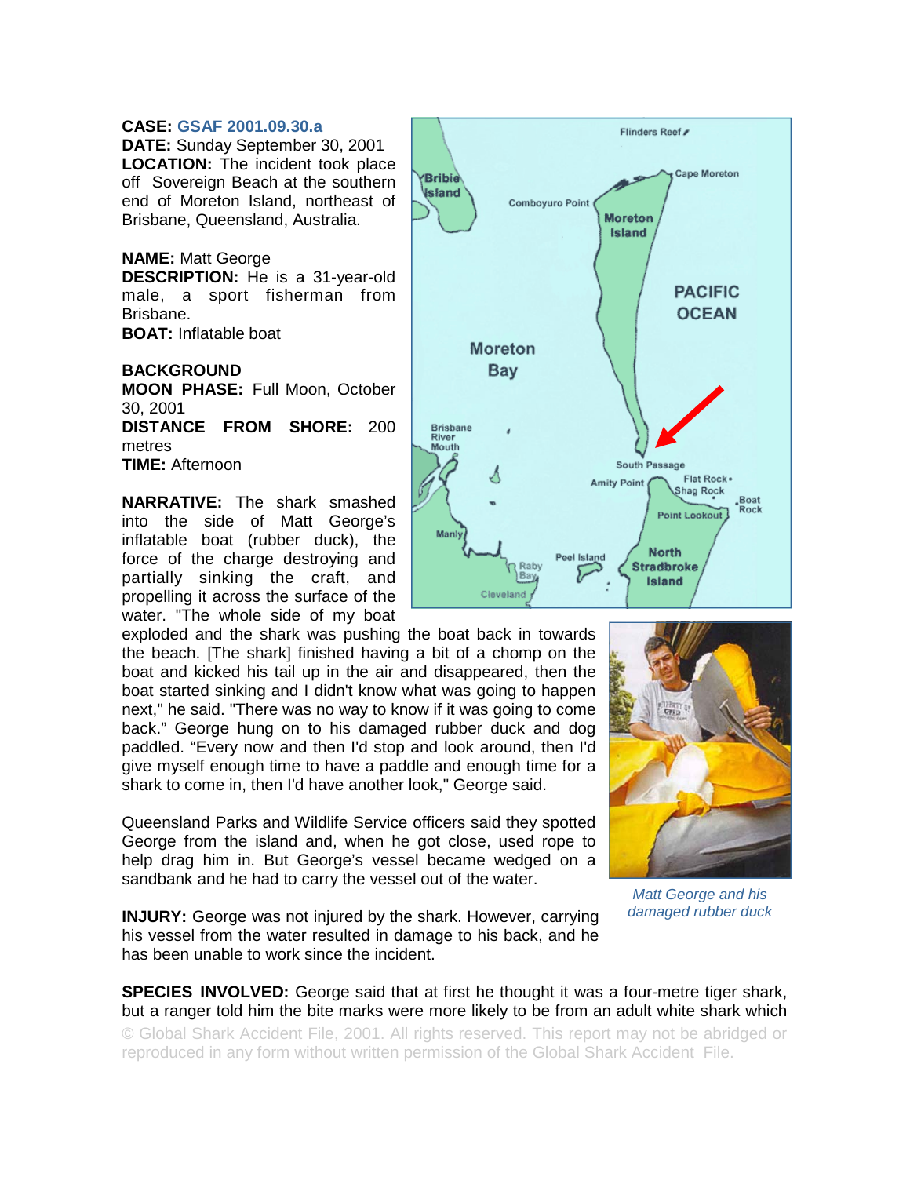**CASE:** GSAF 2001.09.30.a
**DATE:** Sunday September 30, 2001
**LOCATION:** The incident took place off Sovereign Beach at the southern end of Moreton Island, northeast of Brisbane, Queensland, Australia.

**NAME:** Matt George
**DESCRIPTION:** He is a 31-year-old male, a sport fisherman from Brisbane.
**BOAT:** Inflatable boat

**BACKGROUND**
**MOON PHASE:** Full Moon, October 30, 2001
**DISTANCE FROM SHORE:** 200 metres
**TIME:** Afternoon

**NARRATIVE:** The shark smashed into the side of Matt George's inflatable boat (rubber duck), the force of the charge destroying and partially sinking the craft, and propelling it across the surface of the water. "The whole side of my boat exploded and the shark was pushing the boat back in towards the beach. [The shark] finished having a bit of a chomp on the boat and kicked his tail up in the air and disappeared, then the boat started sinking and I didn't know what was going to happen next," he said. "There was no way to know if it was going to come back." George hung on to his damaged rubber duck and dog paddled. "Every now and then I'd stop and look around, then I'd give myself enough time to have a paddle and enough time for a shark to come in, then I'd have another look," George said.

Queensland Parks and Wildlife Service officers said they spotted George from the island and, when he got close, used rope to help drag him in. But George's vessel became wedged on a sandbank and he had to carry the vessel out of the water.

*Matt George and his damaged rubber duck*

**INJURY:** George was not injured by the shark. However, carrying his vessel from the water resulted in damage to his back, and he has been unable to work since the incident.

**SPECIES INVOLVED:** George said that at first he thought it was a four-metre tiger shark, but a ranger told him the bite marks were more likely to be from an adult white shark which

© Global Shark Accident File, 2001. All rights reserved. This report may not be abridged or reproduced in any form without written permission of the Global Shark Accident File.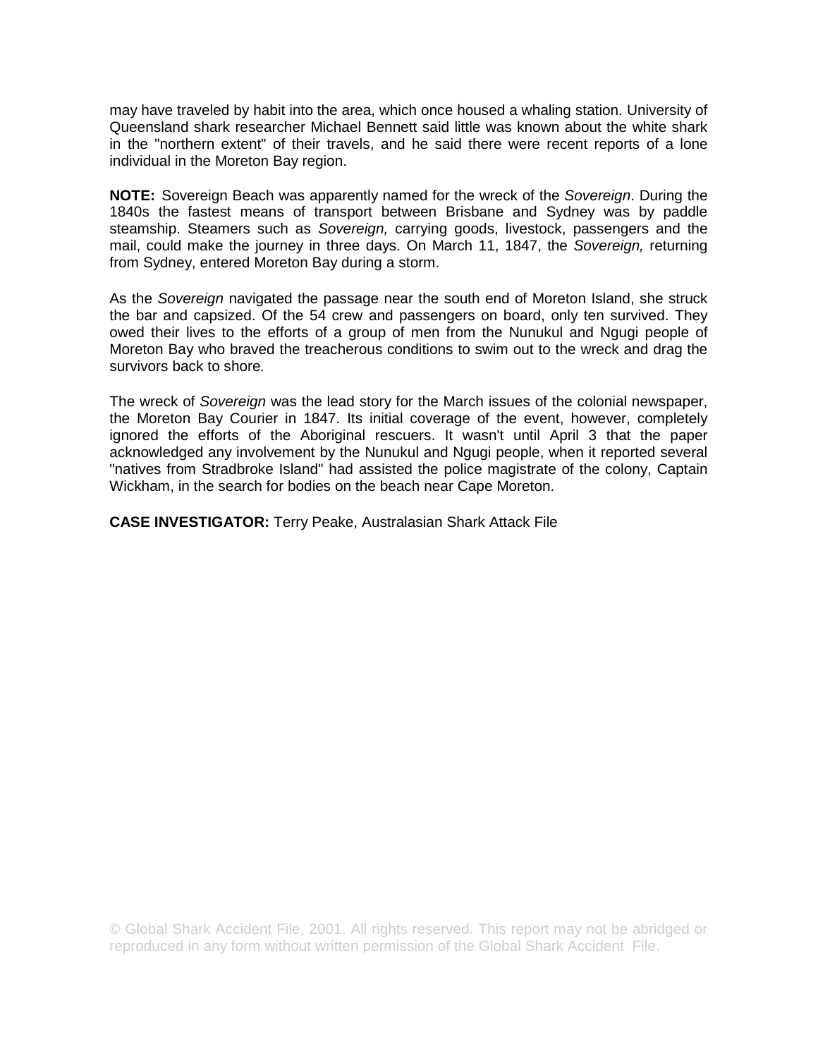may have traveled by habit into the area, which once housed a whaling station. University of Queensland shark researcher Michael Bennett said little was known about the white shark in the "northern extent" of their travels, and he said there were recent reports of a lone individual in the Moreton Bay region.

**NOTE:** Sovereign Beach was apparently named for the wreck of the *Sovereign*. During the 1840s the fastest means of transport between Brisbane and Sydney was by paddle steamship. Steamers such as *Sovereign,* carrying goods, livestock, passengers and the mail, could make the journey in three days. On March 11, 1847, the *Sovereign,* returning from Sydney, entered Moreton Bay during a storm.

As the *Sovereign* navigated the passage near the south end of Moreton Island, she struck the bar and capsized. Of the 54 crew and passengers on board, only ten survived. They owed their lives to the efforts of a group of men from the Nunukul and Ngugi people of Moreton Bay who braved the treacherous conditions to swim out to the wreck and drag the survivors back to shore.

The wreck of *Sovereign* was the lead story for the March issues of the colonial newspaper, the Moreton Bay Courier in 1847. Its initial coverage of the event, however, completely ignored the efforts of the Aboriginal rescuers. It wasn't until April 3 that the paper acknowledged any involvement by the Nunukul and Ngugi people, when it reported several "natives from Stradbroke Island" had assisted the police magistrate of the colony, Captain Wickham, in the search for bodies on the beach near Cape Moreton.

**CASE INVESTIGATOR:** Terry Peake, Australasian Shark Attack File

© Global Shark Accident File, 2001. All rights reserved. This report may not be abridged or reproduced in any form without written permission of the Global Shark Accident File.